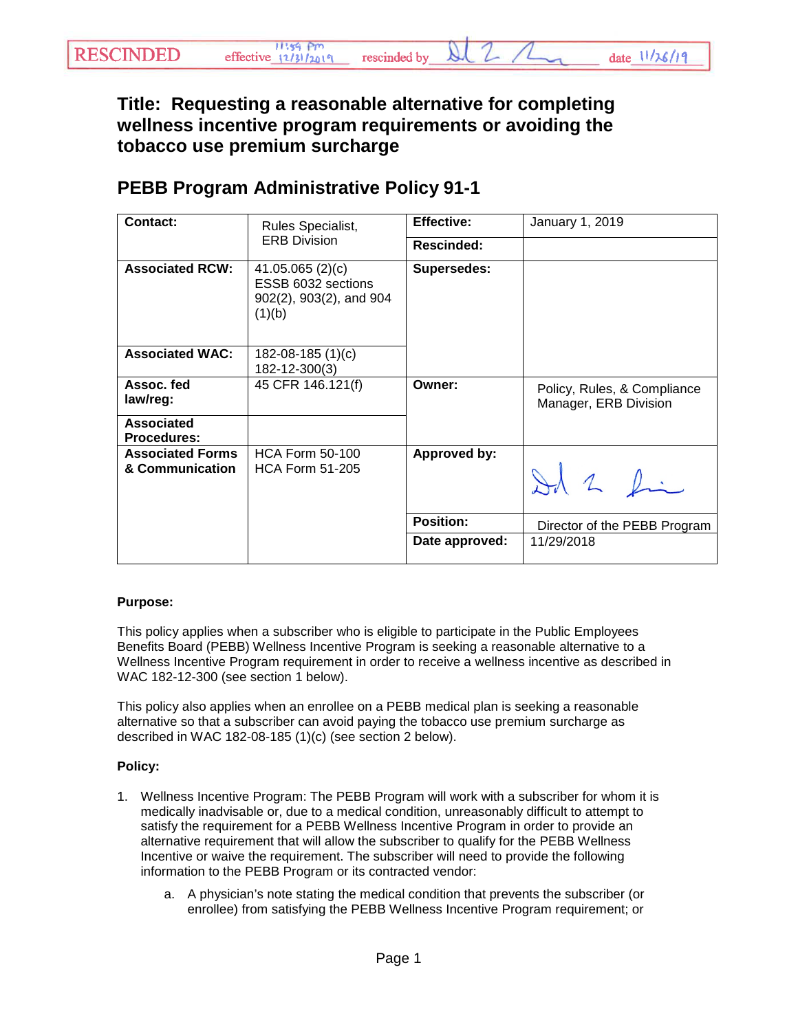RESCINDED effective 11:59 pm 12/31/2019 rescinded by [signature] date 11/26/19

# Title: Requesting a reasonable alternative for completing wellness incentive program requirements or avoiding the tobacco use premium surcharge

## PEBB Program Administrative Policy 91-1

| Contact: | Rules Specialist, ERB Division | Effective: | January 1, 2019 |
|---|---|---|---|
| | | Rescinded: | |
| Associated RCW: | 41.05.065 (2)(c) ESSB 6032 sections 902(2), 903(2), and 904 (1)(b) | Supersedes: | |
| Associated WAC: | 182-08-185 (1)(c) 182-12-300(3) | | |
| Assoc. fed law/reg: | 45 CFR 146.121(f) | Owner: | Policy, Rules, & Compliance Manager, ERB Division |
| Associated Procedures: | | | |
| Associated Forms & Communication | HCA Form 50-100 HCA Form 51-205 | Approved by: | [signature] |
| | | Position: | Director of the PEBB Program |
| | | Date approved: | 11/29/2018 |

**Purpose:**

This policy applies when a subscriber who is eligible to participate in the Public Employees Benefits Board (PEBB) Wellness Incentive Program is seeking a reasonable alternative to a Wellness Incentive Program requirement in order to receive a wellness incentive as described in WAC 182-12-300 (see section 1 below).

This policy also applies when an enrollee on a PEBB medical plan is seeking a reasonable alternative so that a subscriber can avoid paying the tobacco use premium surcharge as described in WAC 182-08-185 (1)(c) (see section 2 below).

**Policy:**

1. Wellness Incentive Program: The PEBB Program will work with a subscriber for whom it is medically inadvisable or, due to a medical condition, unreasonably difficult to attempt to satisfy the requirement for a PEBB Wellness Incentive Program in order to provide an alternative requirement that will allow the subscriber to qualify for the PEBB Wellness Incentive or waive the requirement. The subscriber will need to provide the following information to the PEBB Program or its contracted vendor:

    a. A physician's note stating the medical condition that prevents the subscriber (or enrollee) from satisfying the PEBB Wellness Incentive Program requirement; or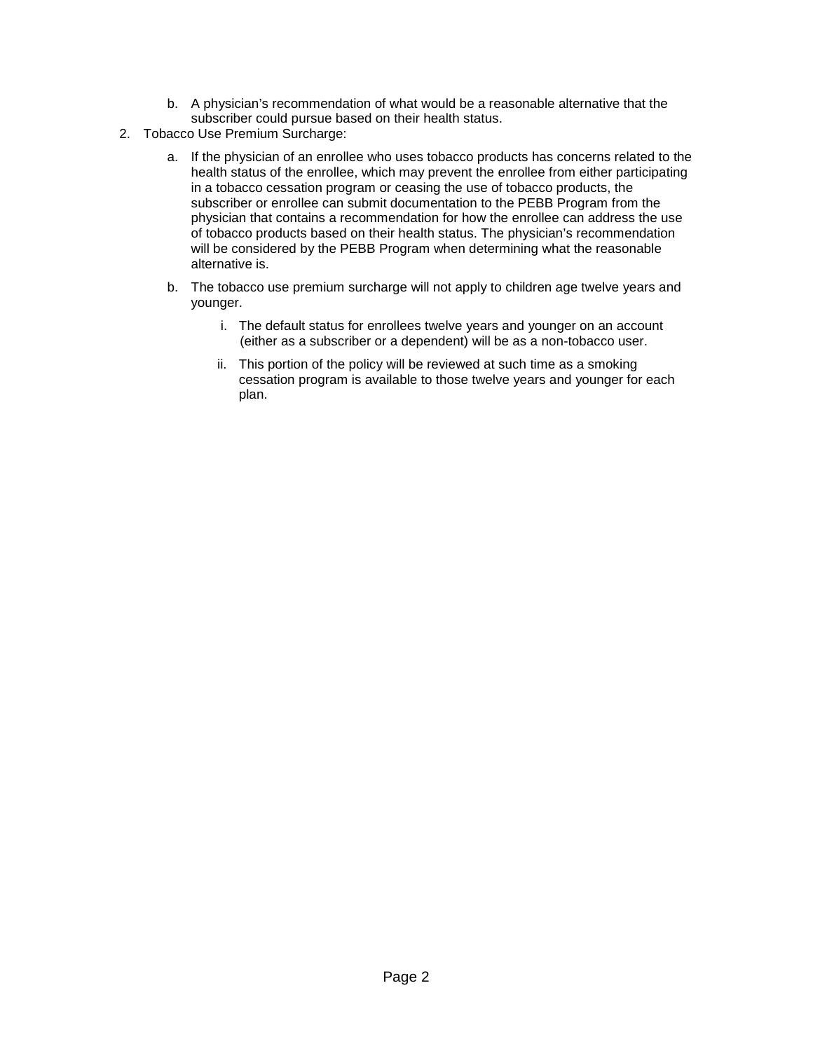b. A physician's recommendation of what would be a reasonable alternative that the subscriber could pursue based on their health status.

2. Tobacco Use Premium Surcharge:

   a. If the physician of an enrollee who uses tobacco products has concerns related to the health status of the enrollee, which may prevent the enrollee from either participating in a tobacco cessation program or ceasing the use of tobacco products, the subscriber or enrollee can submit documentation to the PEBB Program from the physician that contains a recommendation for how the enrollee can address the use of tobacco products based on their health status. The physician's recommendation will be considered by the PEBB Program when determining what the reasonable alternative is.

   b. The tobacco use premium surcharge will not apply to children age twelve years and younger.

      i. The default status for enrollees twelve years and younger on an account (either as a subscriber or a dependent) will be as a non-tobacco user.

      ii. This portion of the policy will be reviewed at such time as a smoking cessation program is available to those twelve years and younger for each plan.